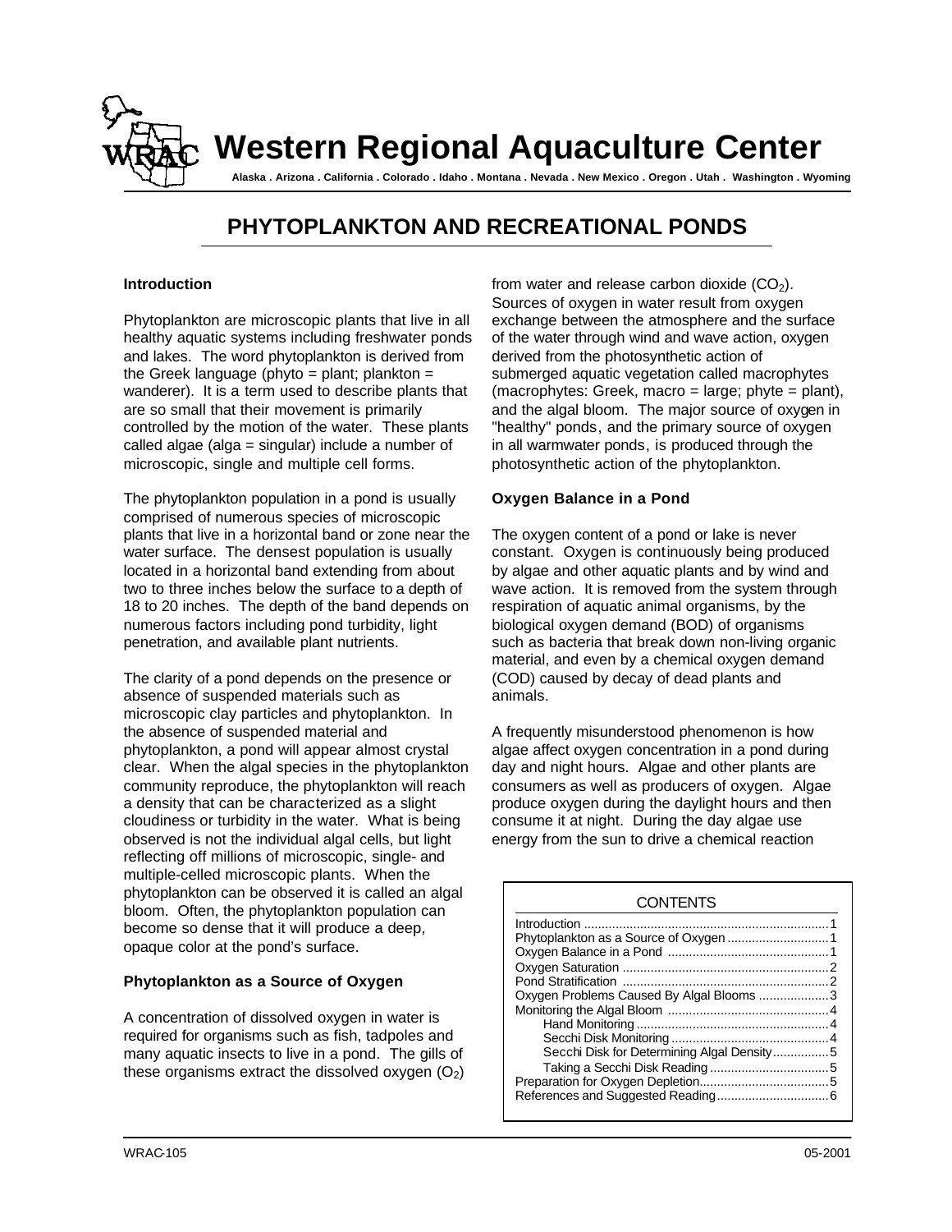# Western Regional Aquaculture Center

**Alaska . Arizona . California . Colorado . Idaho . Montana . Nevada . New Mexico . Oregon . Utah . Washington . Wyoming**

## PHYTOPLANKTON AND RECREATIONAL PONDS

### Introduction

Phytoplankton are microscopic plants that live in all healthy aquatic systems including freshwater ponds and lakes. The word phytoplankton is derived from the Greek language (phyto = plant; plankton = wanderer). It is a term used to describe plants that are so small that their movement is primarily controlled by the motion of the water. These plants called algae (alga = singular) include a number of microscopic, single and multiple cell forms.

The phytoplankton population in a pond is usually comprised of numerous species of microscopic plants that live in a horizontal band or zone near the water surface. The densest population is usually located in a horizontal band extending from about two to three inches below the surface to a depth of 18 to 20 inches. The depth of the band depends on numerous factors including pond turbidity, light penetration, and available plant nutrients.

The clarity of a pond depends on the presence or absence of suspended materials such as microscopic clay particles and phytoplankton. In the absence of suspended material and phytoplankton, a pond will appear almost crystal clear. When the algal species in the phytoplankton community reproduce, the phytoplankton will reach a density that can be characterized as a slight cloudiness or turbidity in the water. What is being observed is not the individual algal cells, but light reflecting off millions of microscopic, single- and multiple-celled microscopic plants. When the phytoplankton can be observed it is called an algal bloom. Often, the phytoplankton population can become so dense that it will produce a deep, opaque color at the pond's surface.

### Phytoplankton as a Source of Oxygen

A concentration of dissolved oxygen in water is required for organisms such as fish, tadpoles and many aquatic insects to live in a pond. The gills of these organisms extract the dissolved oxygen ($O_2$) from water and release carbon dioxide ($CO_2$). Sources of oxygen in water result from oxygen exchange between the atmosphere and the surface of the water through wind and wave action, oxygen derived from the photosynthetic action of submerged aquatic vegetation called macrophytes (macrophytes: Greek, macro = large; phyte = plant), and the algal bloom. The major source of oxygen in "healthy" ponds, and the primary source of oxygen in all warmwater ponds, is produced through the photosynthetic action of the phytoplankton.

### Oxygen Balance in a Pond

The oxygen content of a pond or lake is never constant. Oxygen is continuously being produced by algae and other aquatic plants and by wind and wave action. It is removed from the system through respiration of aquatic animal organisms, by the biological oxygen demand (BOD) of organisms such as bacteria that break down non-living organic material, and even by a chemical oxygen demand (COD) caused by decay of dead plants and animals.

A frequently misunderstood phenomenon is how algae affect oxygen concentration in a pond during day and night hours. Algae and other plants are consumers as well as producers of oxygen. Algae produce oxygen during the daylight hours and then consume it at night. During the day algae use energy from the sun to drive a chemical reaction

| CONTENTS | |
| --- | --- |
| Introduction | 1 |
| Phytoplankton as a Source of Oxygen | 1 |
| Oxygen Balance in a Pond | 1 |
| Oxygen Saturation | 2 |
| Pond Stratification | 2 |
| Oxygen Problems Caused By Algal Blooms | 3 |
| Monitoring the Algal Bloom | 4 |
| Hand Monitoring | 4 |
| Secchi Disk Monitoring | 4 |
| Secchi Disk for Determining Algal Density | 5 |
| Taking a Secchi Disk Reading | 5 |
| Preparation for Oxygen Depletion | 5 |
| References and Suggested Reading | 6 |

WRAC-105 05-2001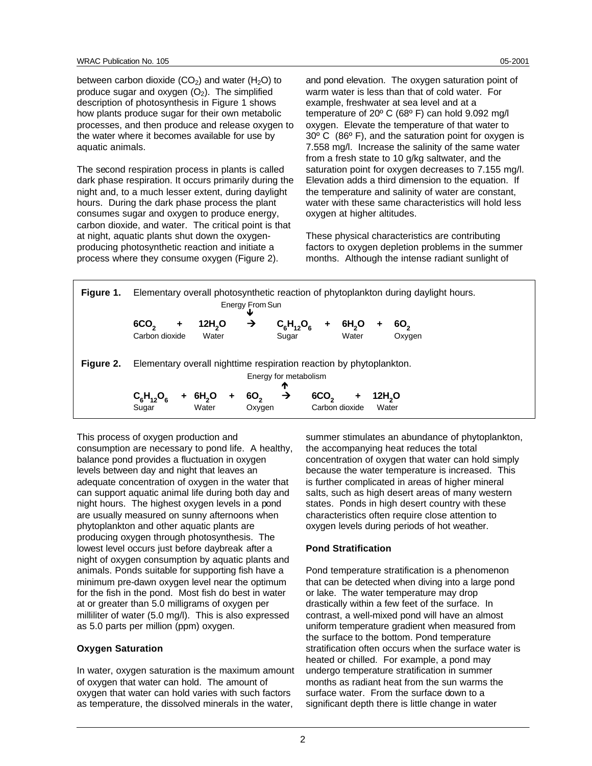between carbon dioxide ($CO_2$) and water ($H_2O$) to produce sugar and oxygen ($O_2$). The simplified description of photosynthesis in Figure 1 shows how plants produce sugar for their own metabolic processes, and then produce and release oxygen to the water where it becomes available for use by aquatic animals.

The second respiration process in plants is called dark phase respiration. It occurs primarily during the night and, to a much lesser extent, during daylight hours. During the dark phase process the plant consumes sugar and oxygen to produce energy, carbon dioxide, and water. The critical point is that at night, aquatic plants shut down the oxygen-producing photosynthetic reaction and initiate a process where they consume oxygen (Figure 2).

and pond elevation. The oxygen saturation point of warm water is less than that of cold water. For example, freshwater at sea level and at a temperature of 20º C (68º F) can hold 9.092 mg/l oxygen. Elevate the temperature of that water to 30º C (86º F), and the saturation point for oxygen is 7.558 mg/l. Increase the salinity of the same water from a fresh state to 10 g/kg saltwater, and the saturation point for oxygen decreases to 7.155 mg/l. Elevation adds a third dimension to the equation. If the temperature and salinity of water are constant, water with these same characteristics will hold less oxygen at higher altitudes.

These physical characteristics are contributing factors to oxygen depletion problems in the summer months. Although the intense radiant sunlight of summer stimulates an abundance of phytoplankton, the accompanying heat reduces the total concentration of oxygen that water can hold simply because the water temperature is increased. This is further complicated in areas of higher mineral salts, such as high desert areas of many western states. Ponds in high desert country with these characteristics often require close attention to oxygen levels during periods of hot weather.

**Figure 1.** Elementary overall photosynthetic reaction of phytoplankton during daylight hours.

$$6CO_2 + 12H_2O \xrightarrow{\text{Energy From Sun}} C_6H_{12}O_6 + 6H_2O + 6O_2$$

Carbon dioxide + Water → Sugar + Water + Oxygen

**Figure 2.** Elementary overall nighttime respiration reaction by phytoplankton.

$$C_6H_{12}O_6 + 6H_2O + 6O_2 \xrightarrow{\text{Energy for metabolism}} 6CO_2 + 12H_2O$$

Sugar + Water + Oxygen → Carbon dioxide + Water

This process of oxygen production and consumption are necessary to pond life. A healthy, balance pond provides a fluctuation in oxygen levels between day and night that leaves an adequate concentration of oxygen in the water that can support aquatic animal life during both day and night hours. The highest oxygen levels in a pond are usually measured on sunny afternoons when phytoplankton and other aquatic plants are producing oxygen through photosynthesis. The lowest level occurs just before daybreak after a night of oxygen consumption by aquatic plants and animals. Ponds suitable for supporting fish have a minimum pre-dawn oxygen level near the optimum for the fish in the pond. Most fish do best in water at or greater than 5.0 milligrams of oxygen per milliliter of water (5.0 mg/l). This is also expressed as 5.0 parts per million (ppm) oxygen.

### Oxygen Saturation

In water, oxygen saturation is the maximum amount of oxygen that water can hold. The amount of oxygen that water can hold varies with such factors as temperature, the dissolved minerals in the water,

### Pond Stratification

Pond temperature stratification is a phenomenon that can be detected when diving into a large pond or lake. The water temperature may drop drastically within a few feet of the surface. In contrast, a well-mixed pond will have an almost uniform temperature gradient when measured from the surface to the bottom. Pond temperature stratification often occurs when the surface water is heated or chilled. For example, a pond may undergo temperature stratification in summer months as radiant heat from the sun warms the surface water. From the surface down to a significant depth there is little change in water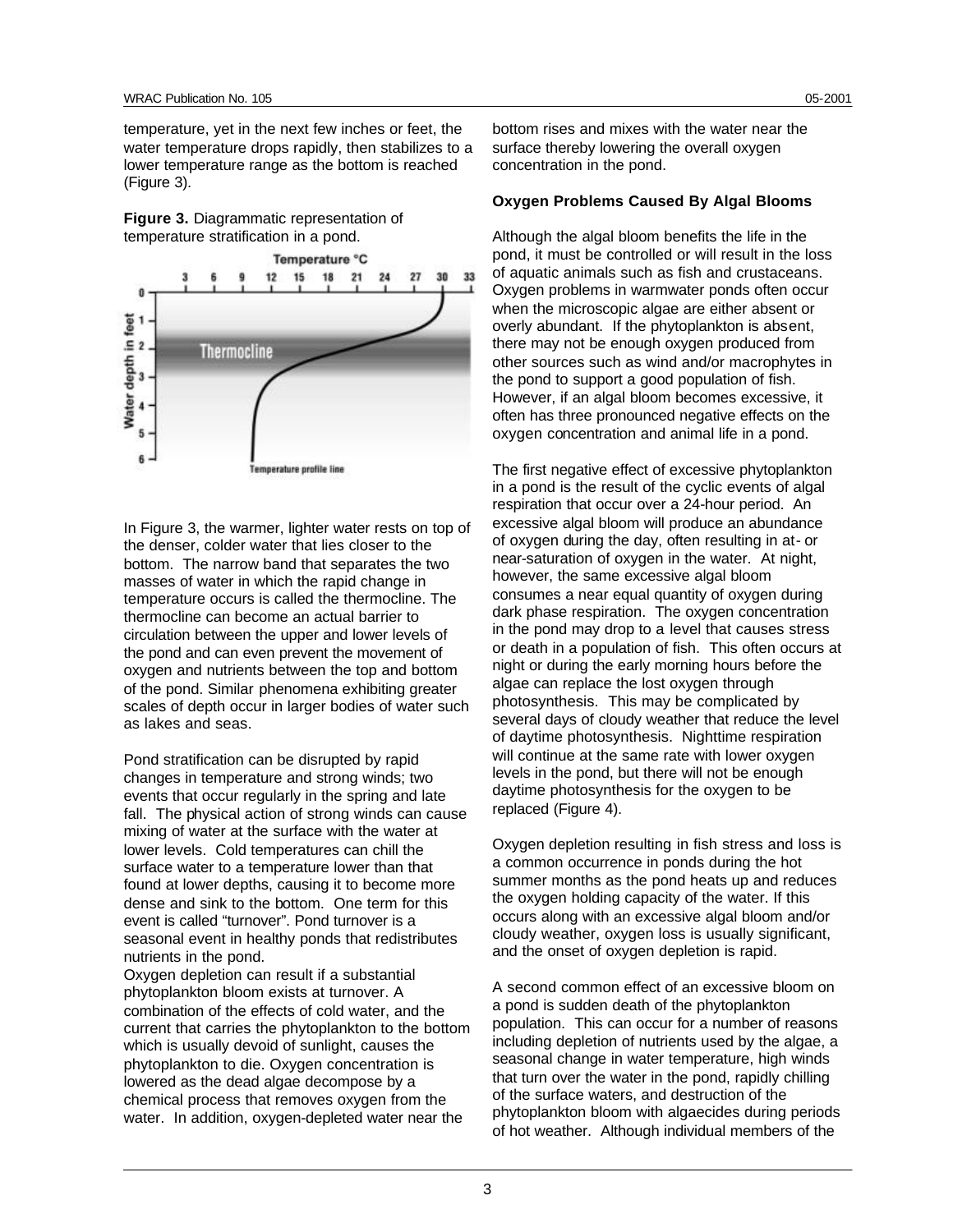temperature, yet in the next few inches or feet, the water temperature drops rapidly, then stabilizes to a lower temperature range as the bottom is reached (Figure 3).

**Figure 3.** Diagrammatic representation of temperature stratification in a pond.

Temperature °C

3 6 9 12 15 18 21 24 27 30 33

Water depth in feet

0 1 2 3 4 5 6

Thermocline

Temperature profile line

In Figure 3, the warmer, lighter water rests on top of the denser, colder water that lies closer to the bottom. The narrow band that separates the two masses of water in which the rapid change in temperature occurs is called the thermocline. The thermocline can become an actual barrier to circulation between the upper and lower levels of the pond and can even prevent the movement of oxygen and nutrients between the top and bottom of the pond. Similar phenomena exhibiting greater scales of depth occur in larger bodies of water such as lakes and seas.

Pond stratification can be disrupted by rapid changes in temperature and strong winds; two events that occur regularly in the spring and late fall. The physical action of strong winds can cause mixing of water at the surface with the water at lower levels. Cold temperatures can chill the surface water to a temperature lower than that found at lower depths, causing it to become more dense and sink to the bottom. One term for this event is called "turnover". Pond turnover is a seasonal event in healthy ponds that redistributes nutrients in the pond.

Oxygen depletion can result if a substantial phytoplankton bloom exists at turnover. A combination of the effects of cold water, and the current that carries the phytoplankton to the bottom which is usually devoid of sunlight, causes the phytoplankton to die. Oxygen concentration is lowered as the dead algae decompose by a chemical process that removes oxygen from the water. In addition, oxygen-depleted water near the bottom rises and mixes with the water near the surface thereby lowering the overall oxygen concentration in the pond.

**Oxygen Problems Caused By Algal Blooms**

Although the algal bloom benefits the life in the pond, it must be controlled or will result in the loss of aquatic animals such as fish and crustaceans. Oxygen problems in warmwater ponds often occur when the microscopic algae are either absent or overly abundant. If the phytoplankton is absent, there may not be enough oxygen produced from other sources such as wind and/or macrophytes in the pond to support a good population of fish. However, if an algal bloom becomes excessive, it often has three pronounced negative effects on the oxygen concentration and animal life in a pond.

The first negative effect of excessive phytoplankton in a pond is the result of the cyclic events of algal respiration that occur over a 24-hour period. An excessive algal bloom will produce an abundance of oxygen during the day, often resulting in at- or near-saturation of oxygen in the water. At night, however, the same excessive algal bloom consumes a near equal quantity of oxygen during dark phase respiration. The oxygen concentration in the pond may drop to a level that causes stress or death in a population of fish. This often occurs at night or during the early morning hours before the algae can replace the lost oxygen through photosynthesis. This may be complicated by several days of cloudy weather that reduce the level of daytime photosynthesis. Nighttime respiration will continue at the same rate with lower oxygen levels in the pond, but there will not be enough daytime photosynthesis for the oxygen to be replaced (Figure 4).

Oxygen depletion resulting in fish stress and loss is a common occurrence in ponds during the hot summer months as the pond heats up and reduces the oxygen holding capacity of the water. If this occurs along with an excessive algal bloom and/or cloudy weather, oxygen loss is usually significant, and the onset of oxygen depletion is rapid.

A second common effect of an excessive bloom on a pond is sudden death of the phytoplankton population. This can occur for a number of reasons including depletion of nutrients used by the algae, a seasonal change in water temperature, high winds that turn over the water in the pond, rapidly chilling of the surface waters, and destruction of the phytoplankton bloom with algaecides during periods of hot weather. Although individual members of the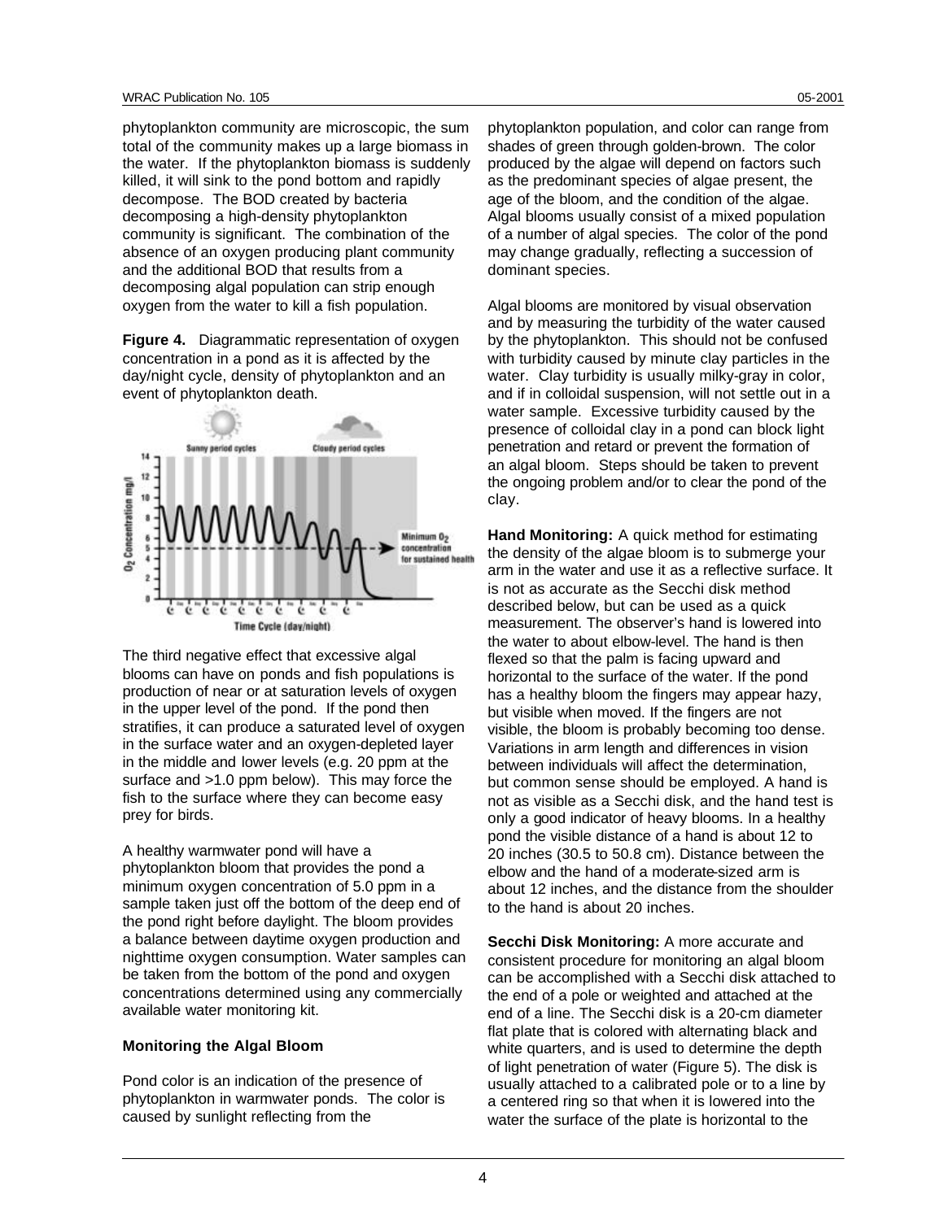phytoplankton community are microscopic, the sum total of the community makes up a large biomass in the water. If the phytoplankton biomass is suddenly killed, it will sink to the pond bottom and rapidly decompose. The BOD created by bacteria decomposing a high-density phytoplankton community is significant. The combination of the absence of an oxygen producing plant community and the additional BOD that results from a decomposing algal population can strip enough oxygen from the water to kill a fish population.

**Figure 4.** Diagrammatic representation of oxygen concentration in a pond as it is affected by the day/night cycle, density of phytoplankton and an event of phytoplankton death.

Sunny period cycles
Cloudy period cycles
$O_2$ Concentration mg/l
14
12
10
8
6
5
4
2
0
Minimum $O_2$ concentration for sustained health
Time Cycle (day/night)

The third negative effect that excessive algal blooms can have on ponds and fish populations is production of near or at saturation levels of oxygen in the upper level of the pond. If the pond then stratifies, it can produce a saturated level of oxygen in the surface water and an oxygen-depleted layer in the middle and lower levels (e.g. 20 ppm at the surface and >1.0 ppm below). This may force the fish to the surface where they can become easy prey for birds.

A healthy warmwater pond will have a phytoplankton bloom that provides the pond a minimum oxygen concentration of 5.0 ppm in a sample taken just off the bottom of the deep end of the pond right before daylight. The bloom provides a balance between daytime oxygen production and nighttime oxygen consumption. Water samples can be taken from the bottom of the pond and oxygen concentrations determined using any commercially available water monitoring kit.

**Monitoring the Algal Bloom**

Pond color is an indication of the presence of phytoplankton in warmwater ponds. The color is caused by sunlight reflecting from the phytoplankton population, and color can range from shades of green through golden-brown. The color produced by the algae will depend on factors such as the predominant species of algae present, the age of the bloom, and the condition of the algae. Algal blooms usually consist of a mixed population of a number of algal species. The color of the pond may change gradually, reflecting a succession of dominant species.

Algal blooms are monitored by visual observation and by measuring the turbidity of the water caused by the phytoplankton. This should not be confused with turbidity caused by minute clay particles in the water. Clay turbidity is usually milky-gray in color, and if in colloidal suspension, will not settle out in a water sample. Excessive turbidity caused by the presence of colloidal clay in a pond can block light penetration and retard or prevent the formation of an algal bloom. Steps should be taken to prevent the ongoing problem and/or to clear the pond of the clay.

**Hand Monitoring:** A quick method for estimating the density of the algae bloom is to submerge your arm in the water and use it as a reflective surface. It is not as accurate as the Secchi disk method described below, but can be used as a quick measurement. The observer's hand is lowered into the water to about elbow-level. The hand is then flexed so that the palm is facing upward and horizontal to the surface of the water. If the pond has a healthy bloom the fingers may appear hazy, but visible when moved. If the fingers are not visible, the bloom is probably becoming too dense. Variations in arm length and differences in vision between individuals will affect the determination, but common sense should be employed. A hand is not as visible as a Secchi disk, and the hand test is only a good indicator of heavy blooms. In a healthy pond the visible distance of a hand is about 12 to 20 inches (30.5 to 50.8 cm). Distance between the elbow and the hand of a moderate-sized arm is about 12 inches, and the distance from the shoulder to the hand is about 20 inches.

**Secchi Disk Monitoring:** A more accurate and consistent procedure for monitoring an algal bloom can be accomplished with a Secchi disk attached to the end of a pole or weighted and attached at the end of a line. The Secchi disk is a 20-cm diameter flat plate that is colored with alternating black and white quarters, and is used to determine the depth of light penetration of water (Figure 5). The disk is usually attached to a calibrated pole or to a line by a centered ring so that when it is lowered into the water the surface of the plate is horizontal to the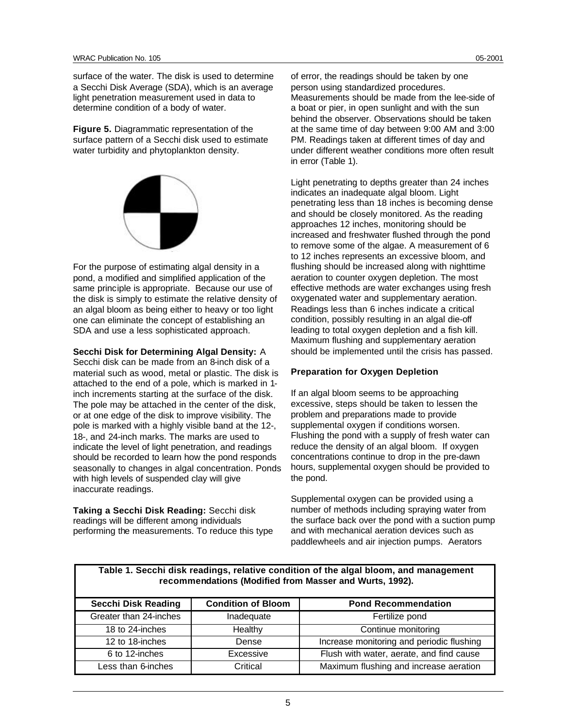surface of the water. The disk is used to determine a Secchi Disk Average (SDA), which is an average light penetration measurement used in data to determine condition of a body of water.

**Figure 5.** Diagrammatic representation of the surface pattern of a Secchi disk used to estimate water turbidity and phytoplankton density.

For the purpose of estimating algal density in a pond, a modified and simplified application of the same principle is appropriate. Because our use of the disk is simply to estimate the relative density of an algal bloom as being either to heavy or too light one can eliminate the concept of establishing an SDA and use a less sophisticated approach.

**Secchi Disk for Determining Algal Density:** A Secchi disk can be made from an 8-inch disk of a material such as wood, metal or plastic. The disk is attached to the end of a pole, which is marked in 1-inch increments starting at the surface of the disk. The pole may be attached in the center of the disk, or at one edge of the disk to improve visibility. The pole is marked with a highly visible band at the 12-, 18-, and 24-inch marks. The marks are used to indicate the level of light penetration, and readings should be recorded to learn how the pond responds seasonally to changes in algal concentration. Ponds with high levels of suspended clay will give inaccurate readings.

**Taking a Secchi Disk Reading:** Secchi disk readings will be different among individuals performing the measurements. To reduce this type of error, the readings should be taken by one person using standardized procedures. Measurements should be made from the lee-side of a boat or pier, in open sunlight and with the sun behind the observer. Observations should be taken at the same time of day between 9:00 AM and 3:00 PM. Readings taken at different times of day and under different weather conditions more often result in error (Table 1).

Light penetrating to depths greater than 24 inches indicates an inadequate algal bloom. Light penetrating less than 18 inches is becoming dense and should be closely monitored. As the reading approaches 12 inches, monitoring should be increased and freshwater flushed through the pond to remove some of the algae. A measurement of 6 to 12 inches represents an excessive bloom, and flushing should be increased along with nighttime aeration to counter oxygen depletion. The most effective methods are water exchanges using fresh oxygenated water and supplementary aeration. Readings less than 6 inches indicate a critical condition, possibly resulting in an algal die-off leading to total oxygen depletion and a fish kill. Maximum flushing and supplementary aeration should be implemented until the crisis has passed.

### Preparation for Oxygen Depletion

If an algal bloom seems to be approaching excessive, steps should be taken to lessen the problem and preparations made to provide supplemental oxygen if conditions worsen. Flushing the pond with a supply of fresh water can reduce the density of an algal bloom. If oxygen concentrations continue to drop in the pre-dawn hours, supplemental oxygen should be provided to the pond.

Supplemental oxygen can be provided using a number of methods including spraying water from the surface back over the pond with a suction pump and with mechanical aeration devices such as paddlewheels and air injection pumps. Aerators

**Table 1. Secchi disk readings, relative condition of the algal bloom, and management recommendations (Modified from Masser and Wurts, 1992).**

| Secchi Disk Reading | Condition of Bloom | Pond Recommendation |
|---|---|---|
| Greater than 24-inches | Inadequate | Fertilize pond |
| 18 to 24-inches | Healthy | Continue monitoring |
| 12 to 18-inches | Dense | Increase monitoring and periodic flushing |
| 6 to 12-inches | Excessive | Flush with water, aerate, and find cause |
| Less than 6-inches | Critical | Maximum flushing and increase aeration |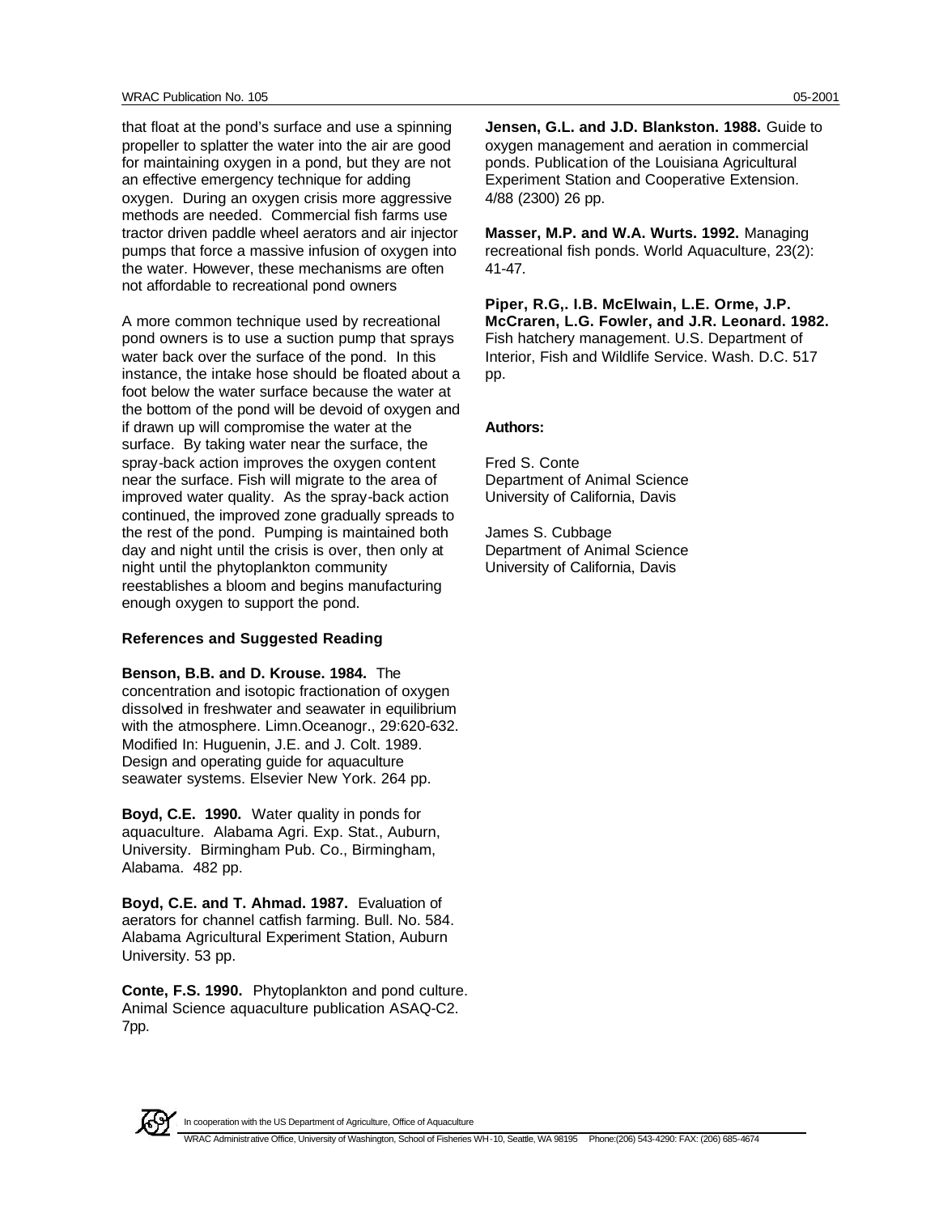that float at the pond's surface and use a spinning propeller to splatter the water into the air are good for maintaining oxygen in a pond, but they are not an effective emergency technique for adding oxygen. During an oxygen crisis more aggressive methods are needed. Commercial fish farms use tractor driven paddle wheel aerators and air injector pumps that force a massive infusion of oxygen into the water. However, these mechanisms are often not affordable to recreational pond owners

A more common technique used by recreational pond owners is to use a suction pump that sprays water back over the surface of the pond. In this instance, the intake hose should be floated about a foot below the water surface because the water at the bottom of the pond will be devoid of oxygen and if drawn up will compromise the water at the surface. By taking water near the surface, the spray-back action improves the oxygen content near the surface. Fish will migrate to the area of improved water quality. As the spray-back action continued, the improved zone gradually spreads to the rest of the pond. Pumping is maintained both day and night until the crisis is over, then only at night until the phytoplankton community reestablishes a bloom and begins manufacturing enough oxygen to support the pond.

### References and Suggested Reading

**Benson, B.B. and D. Krouse. 1984.** The concentration and isotopic fractionation of oxygen dissolved in freshwater and seawater in equilibrium with the atmosphere. Limn.Oceanogr., 29:620-632. Modified In: Huguenin, J.E. and J. Colt. 1989. Design and operating guide for aquaculture seawater systems. Elsevier New York. 264 pp.

**Boyd, C.E. 1990.** Water quality in ponds for aquaculture. Alabama Agri. Exp. Stat., Auburn, University. Birmingham Pub. Co., Birmingham, Alabama. 482 pp.

**Boyd, C.E. and T. Ahmad. 1987.** Evaluation of aerators for channel catfish farming. Bull. No. 584. Alabama Agricultural Experiment Station, Auburn University. 53 pp.

**Conte, F.S. 1990.** Phytoplankton and pond culture. Animal Science aquaculture publication ASAQ-C2. 7pp.

**Jensen, G.L. and J.D. Blankston. 1988.** Guide to oxygen management and aeration in commercial ponds. Publication of the Louisiana Agricultural Experiment Station and Cooperative Extension. 4/88 (2300) 26 pp.

**Masser, M.P. and W.A. Wurts. 1992.** Managing recreational fish ponds. World Aquaculture, 23(2): 41-47.

**Piper, R.G,. I.B. McElwain, L.E. Orme, J.P. McCraren, L.G. Fowler, and J.R. Leonard. 1982.** Fish hatchery management. U.S. Department of Interior, Fish and Wildlife Service. Wash. D.C. 517 pp.

**Authors:**

Fred S. Conte
Department of Animal Science
University of California, Davis

James S. Cubbage
Department of Animal Science
University of California, Davis

In cooperation with the US Department of Agriculture, Office of Aquaculture

WRAC Administrative Office, University of Washington, School of Fisheries WH-10, Seattle, WA 98195 Phone:(206) 543-4290: FAX: (206) 685-4674